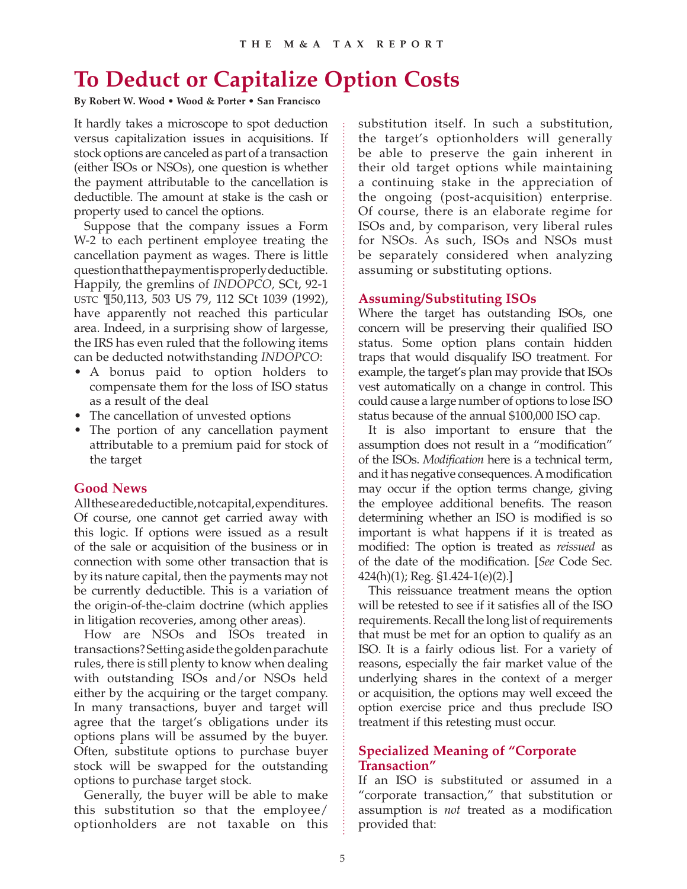# To Deduct or Capitalize Option Costs

**By Robert W. Wood • Wood & Porter • San Francisco**

It hardly takes a microscope to spot deduction versus capitalization issues in acquisitions. If stock options are canceled as part of a transaction (either ISOs or NSOs), one question is whether the payment attributable to the cancellation is deductible. The amount at stake is the cash or property used to cancel the options.

Suppose that the company issues a Form W-2 to each pertinent employee treating the cancellation payment as wages. There is little question that the payment is properly deductible. Happily, the gremlins of *INDOPCO*, SCt, 92-1 USTC ¶50,113, 503 US 79, 112 SCt 1039 (1992), have apparently not reached this particular area. Indeed, in a surprising show of largesse, the IRS has even ruled that the following items can be deducted notwithstanding *INDOPCO*:

- A bonus paid to option holders to compensate them for the loss of ISO status as a result of the deal
- The cancellation of unvested options
- The portion of any cancellation payment attributable to a premium paid for stock of the target

## Good News

All these are deductible, not capital, expenditures. Of course, one cannot get carried away with this logic. If options were issued as a result of the sale or acquisition of the business or in connection with some other transaction that is by its nature capital, then the payments may not be currently deductible. This is a variation of the origin-of-the-claim doctrine (which applies in litigation recoveries, among other areas).

How are NSOs and ISOs treated in transactions? Setting aside the golden parachute rules, there is still plenty to know when dealing with outstanding ISOs and/or NSOs held either by the acquiring or the target company. In many transactions, buyer and target will agree that the target's obligations under its options plans will be assumed by the buyer. Often, substitute options to purchase buyer stock will be swapped for the outstanding options to purchase target stock.

Generally, the buyer will be able to make this substitution so that the employee/optionholders are not taxable on this substitution itself. In such a substitution, the target's optionholders will generally be able to preserve the gain inherent in their old target options while maintaining a continuing stake in the appreciation of the ongoing (post-acquisition) enterprise. Of course, there is an elaborate regime for ISOs and, by comparison, very liberal rules for NSOs. As such, ISOs and NSOs must be separately considered when analyzing assuming or substituting options.

## Assuming/Substituting ISOs

Where the target has outstanding ISOs, one concern will be preserving their qualified ISO status. Some option plans contain hidden traps that would disqualify ISO treatment. For example, the target's plan may provide that ISOs vest automatically on a change in control. This could cause a large number of options to lose ISO status because of the annual $100,000 ISO cap.

It is also important to ensure that the assumption does not result in a "modification" of the ISOs. *Modification* here is a technical term, and it has negative consequences. A modification may occur if the option terms change, giving the employee additional benefits. The reason determining whether an ISO is modified is so important is what happens if it is treated as modified: The option is treated as *reissued* as of the date of the modification. [*See* Code Sec. 424(h)(1); Reg. §1.424-1(e)(2).]

This reissuance treatment means the option will be retested to see if it satisfies all of the ISO requirements. Recall the long list of requirements that must be met for an option to qualify as an ISO. It is a fairly odious list. For a variety of reasons, especially the fair market value of the underlying shares in the context of a merger or acquisition, the options may well exceed the option exercise price and thus preclude ISO treatment if this retesting must occur.

## Specialized Meaning of "Corporate Transaction"

If an ISO is substituted or assumed in a "corporate transaction," that substitution or assumption is *not* treated as a modification provided that: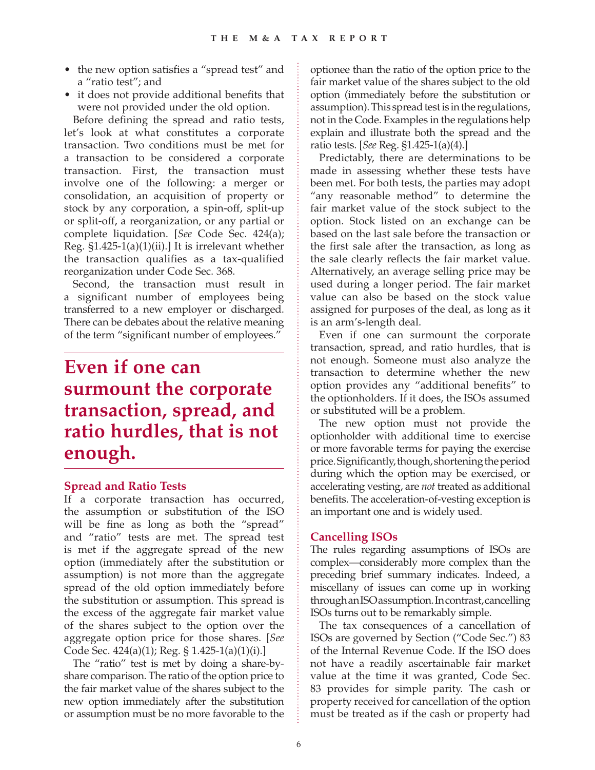- the new option satisfies a "spread test" and a "ratio test"; and
- it does not provide additional benefits that were not provided under the old option.

Before defining the spread and ratio tests, let's look at what constitutes a corporate transaction. Two conditions must be met for a transaction to be considered a corporate transaction. First, the transaction must involve one of the following: a merger or consolidation, an acquisition of property or stock by any corporation, a spin-off, split-up or split-off, a reorganization, or any partial or complete liquidation. [*See* Code Sec. 424(a); Reg. §1.425-1(a)(1)(ii).] It is irrelevant whether the transaction qualifies as a tax-qualified reorganization under Code Sec. 368.

Second, the transaction must result in a significant number of employees being transferred to a new employer or discharged. There can be debates about the relative meaning of the term "significant number of employees."

**Even if one can surmount the corporate transaction, spread, and ratio hurdles, that is not enough.**

### Spread and Ratio Tests

If a corporate transaction has occurred, the assumption or substitution of the ISO will be fine as long as both the "spread" and "ratio" tests are met. The spread test is met if the aggregate spread of the new option (immediately after the substitution or assumption) is not more than the aggregate spread of the old option immediately before the substitution or assumption. This spread is the excess of the aggregate fair market value of the shares subject to the option over the aggregate option price for those shares. [*See* Code Sec. 424(a)(1); Reg. § 1.425-1(a)(1)(i).]

The "ratio" test is met by doing a share-by-share comparison. The ratio of the option price to the fair market value of the shares subject to the new option immediately after the substitution or assumption must be no more favorable to the optionee than the ratio of the option price to the fair market value of the shares subject to the old option (immediately before the substitution or assumption). This spread test is in the regulations, not in the Code. Examples in the regulations help explain and illustrate both the spread and the ratio tests. [*See* Reg. §1.425-1(a)(4).]

Predictably, there are determinations to be made in assessing whether these tests have been met. For both tests, the parties may adopt "any reasonable method" to determine the fair market value of the stock subject to the option. Stock listed on an exchange can be based on the last sale before the transaction or the first sale after the transaction, as long as the sale clearly reflects the fair market value. Alternatively, an average selling price may be used during a longer period. The fair market value can also be based on the stock value assigned for purposes of the deal, as long as it is an arm's-length deal.

Even if one can surmount the corporate transaction, spread, and ratio hurdles, that is not enough. Someone must also analyze the transaction to determine whether the new option provides any "additional benefits" to the optionholders. If it does, the ISOs assumed or substituted will be a problem.

The new option must not provide the optionholder with additional time to exercise or more favorable terms for paying the exercise price. Significantly, though, shortening the period during which the option may be exercised, or accelerating vesting, are *not* treated as additional benefits. The acceleration-of-vesting exception is an important one and is widely used.

### Cancelling ISOs

The rules regarding assumptions of ISOs are complex—considerably more complex than the preceding brief summary indicates. Indeed, a miscellany of issues can come up in working through an ISO assumption. In contrast, cancelling ISOs turns out to be remarkably simple.

The tax consequences of a cancellation of ISOs are governed by Section ("Code Sec.") 83 of the Internal Revenue Code. If the ISO does not have a readily ascertainable fair market value at the time it was granted, Code Sec. 83 provides for simple parity. The cash or property received for cancellation of the option must be treated as if the cash or property had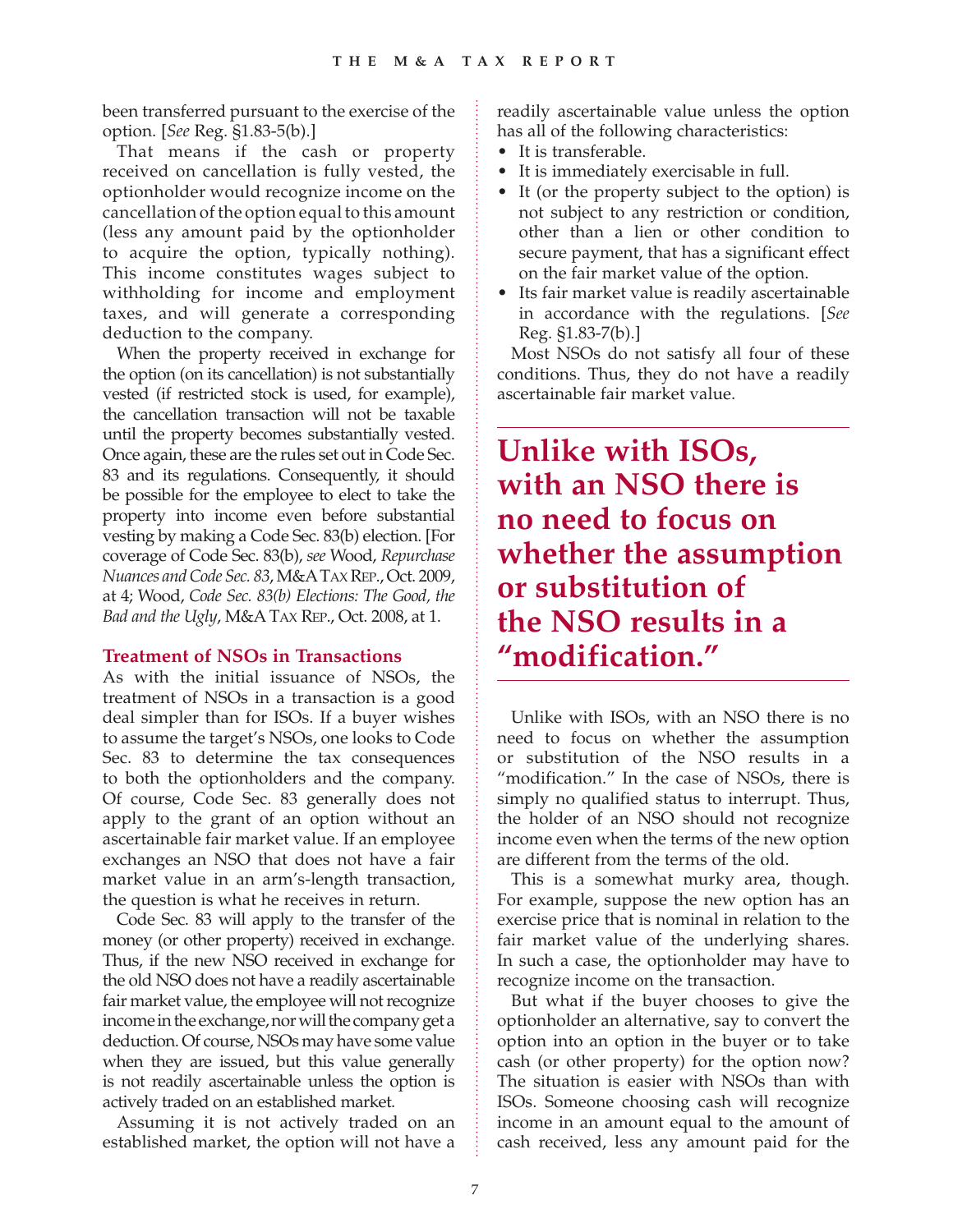been transferred pursuant to the exercise of the option. [*See* Reg. §1.83-5(b).]

That means if the cash or property received on cancellation is fully vested, the optionholder would recognize income on the cancellation of the option equal to this amount (less any amount paid by the optionholder to acquire the option, typically nothing). This income constitutes wages subject to withholding for income and employment taxes, and will generate a corresponding deduction to the company.

When the property received in exchange for the option (on its cancellation) is not substantially vested (if restricted stock is used, for example), the cancellation transaction will not be taxable until the property becomes substantially vested. Once again, these are the rules set out in Code Sec. 83 and its regulations. Consequently, it should be possible for the employee to elect to take the property into income even before substantial vesting by making a Code Sec. 83(b) election. [For coverage of Code Sec. 83(b), *see* Wood, *Repurchase Nuances and Code Sec. 83*, M&A Tax Rep., Oct. 2009, at 4; Wood, *Code Sec. 83(b) Elections: The Good, the Bad and the Ugly*, M&A Tax Rep., Oct. 2008, at 1.

### Treatment of NSOs in Transactions

As with the initial issuance of NSOs, the treatment of NSOs in a transaction is a good deal simpler than for ISOs. If a buyer wishes to assume the target's NSOs, one looks to Code Sec. 83 to determine the tax consequences to both the optionholders and the company. Of course, Code Sec. 83 generally does not apply to the grant of an option without an ascertainable fair market value. If an employee exchanges an NSO that does not have a fair market value in an arm's-length transaction, the question is what he receives in return.

Code Sec. 83 will apply to the transfer of the money (or other property) received in exchange. Thus, if the new NSO received in exchange for the old NSO does not have a readily ascertainable fair market value, the employee will not recognize income in the exchange, nor will the company get a deduction. Of course, NSOs may have some value when they are issued, but this value generally is not readily ascertainable unless the option is actively traded on an established market.

Assuming it is not actively traded on an established market, the option will not have a readily ascertainable value unless the option has all of the following characteristics:

- It is transferable.
- It is immediately exercisable in full.
- It (or the property subject to the option) is not subject to any restriction or condition, other than a lien or other condition to secure payment, that has a significant effect on the fair market value of the option.
- Its fair market value is readily ascertainable in accordance with the regulations. [*See* Reg. §1.83-7(b).]

Most NSOs do not satisfy all four of these conditions. Thus, they do not have a readily ascertainable fair market value.

**Unlike with ISOs, with an NSO there is no need to focus on whether the assumption or substitution of the NSO results in a "modification."**

Unlike with ISOs, with an NSO there is no need to focus on whether the assumption or substitution of the NSO results in a "modification." In the case of NSOs, there is simply no qualified status to interrupt. Thus, the holder of an NSO should not recognize income even when the terms of the new option are different from the terms of the old.

This is a somewhat murky area, though. For example, suppose the new option has an exercise price that is nominal in relation to the fair market value of the underlying shares. In such a case, the optionholder may have to recognize income on the transaction.

But what if the buyer chooses to give the optionholder an alternative, say to convert the option into an option in the buyer or to take cash (or other property) for the option now? The situation is easier with NSOs than with ISOs. Someone choosing cash will recognize income in an amount equal to the amount of cash received, less any amount paid for the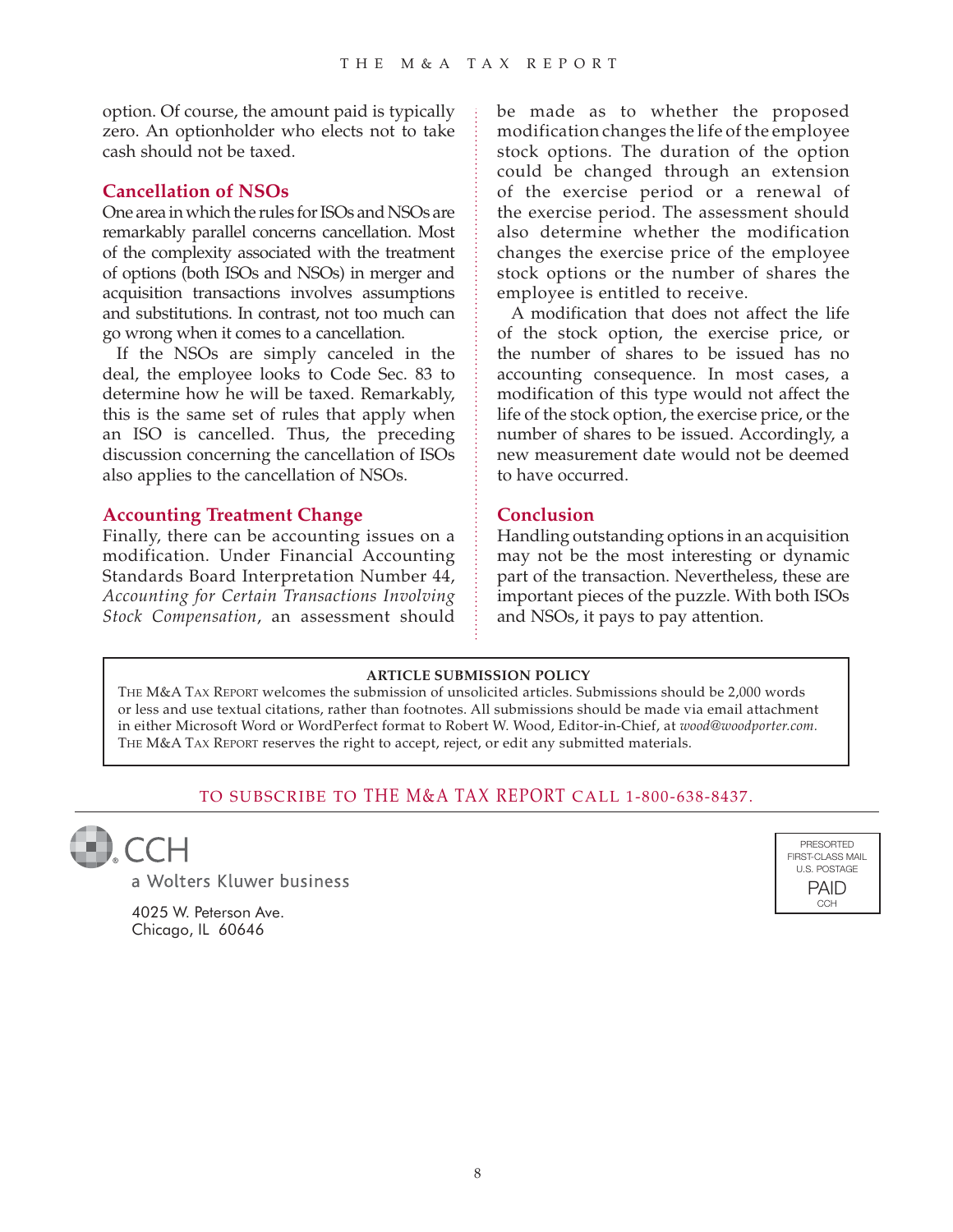option. Of course, the amount paid is typically zero. An optionholder who elects not to take cash should not be taxed.

## Cancellation of NSOs

One area in which the rules for ISOs and NSOs are remarkably parallel concerns cancellation. Most of the complexity associated with the treatment of options (both ISOs and NSOs) in merger and acquisition transactions involves assumptions and substitutions. In contrast, not too much can go wrong when it comes to a cancellation.

If the NSOs are simply canceled in the deal, the employee looks to Code Sec. 83 to determine how he will be taxed. Remarkably, this is the same set of rules that apply when an ISO is cancelled. Thus, the preceding discussion concerning the cancellation of ISOs also applies to the cancellation of NSOs.

## Accounting Treatment Change

Finally, there can be accounting issues on a modification. Under Financial Accounting Standards Board Interpretation Number 44, *Accounting for Certain Transactions Involving Stock Compensation*, an assessment should be made as to whether the proposed modification changes the life of the employee stock options. The duration of the option could be changed through an extension of the exercise period or a renewal of the exercise period. The assessment should also determine whether the modification changes the exercise price of the employee stock options or the number of shares the employee is entitled to receive.

A modification that does not affect the life of the stock option, the exercise price, or the number of shares to be issued has no accounting consequence. In most cases, a modification of this type would not affect the life of the stock option, the exercise price, or the number of shares to be issued. Accordingly, a new measurement date would not be deemed to have occurred.

## Conclusion

Handling outstanding options in an acquisition may not be the most interesting or dynamic part of the transaction. Nevertheless, these are important pieces of the puzzle. With both ISOs and NSOs, it pays to pay attention.

**ARTICLE SUBMISSION POLICY**

THE M&A TAX REPORT welcomes the submission of unsolicited articles. Submissions should be 2,000 words or less and use textual citations, rather than footnotes. All submissions should be made via email attachment in either Microsoft Word or WordPerfect format to Robert W. Wood, Editor-in-Chief, at *wood@woodporter.com.* THE M&A TAX REPORT reserves the right to accept, reject, or edit any submitted materials.

TO SUBSCRIBE TO THE M&A TAX REPORT CALL 1-800-638-8437.

CCH
a Wolters Kluwer business

4025 W. Peterson Ave.
Chicago, IL 60646

PRESORTED
FIRST-CLASS MAIL
U.S. POSTAGE
PAID
CCH